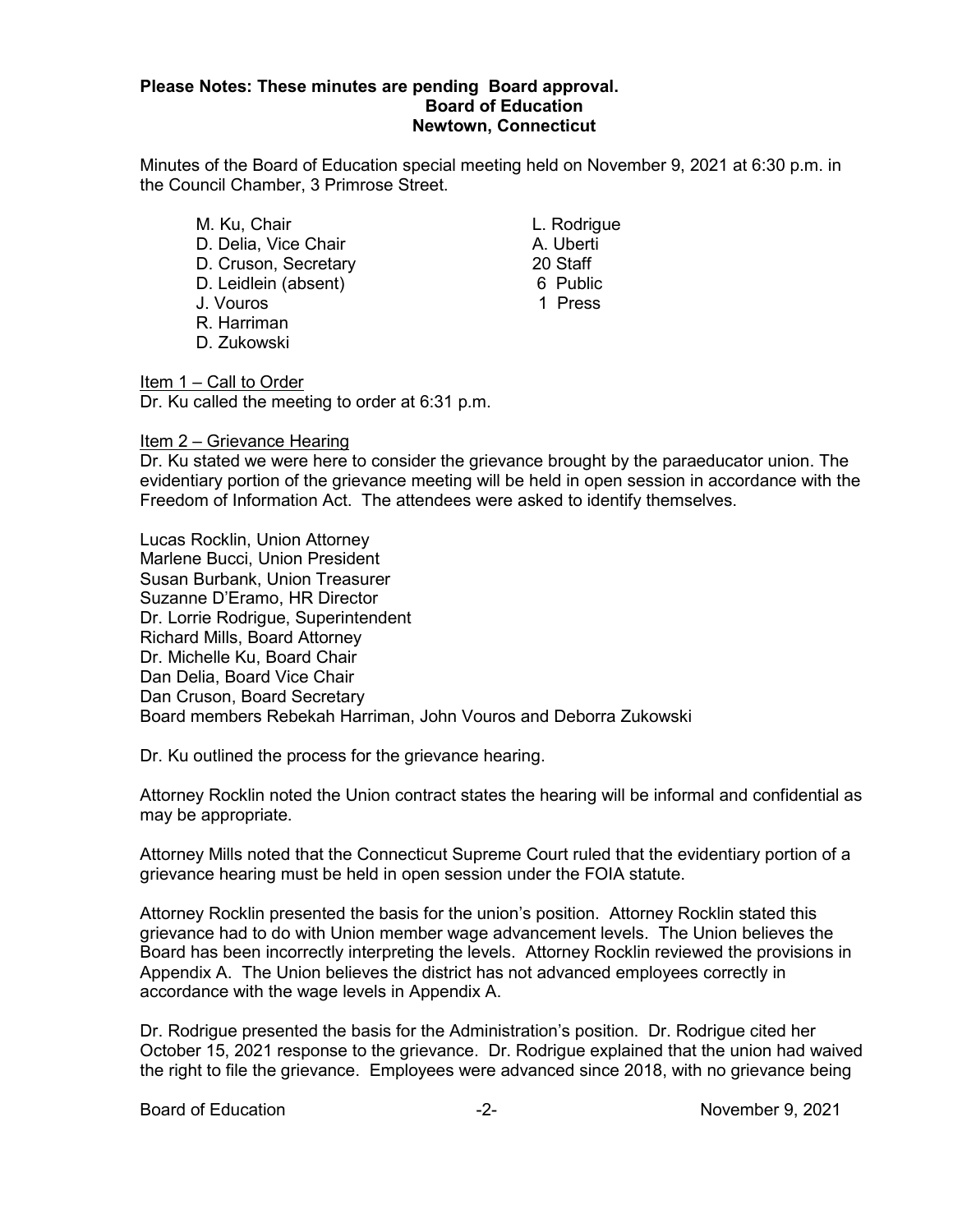**Please Notes: These minutes are pending Board approval.**

**Board of Education**

**Newtown, Connecticut**

Minutes of the Board of Education special meeting held on November 9, 2021 at 6:30 p.m. in the Council Chamber, 3 Primrose Street.

M. Ku, Chair
D. Delia, Vice Chair
D. Cruson, Secretary
D. Leidlein (absent)
J. Vouros
R. Harriman
D. Zukowski

L. Rodrigue
A. Uberti
20 Staff
6 Public
1 Press

Item 1 – Call to Order

Dr. Ku called the meeting to order at 6:31 p.m.

Item 2 – Grievance Hearing

Dr. Ku stated we were here to consider the grievance brought by the paraeducator union. The evidentiary portion of the grievance meeting will be held in open session in accordance with the Freedom of Information Act. The attendees were asked to identify themselves.

Lucas Rocklin, Union Attorney
Marlene Bucci, Union President
Susan Burbank, Union Treasurer
Suzanne D'Eramo, HR Director
Dr. Lorrie Rodrigue, Superintendent
Richard Mills, Board Attorney
Dr. Michelle Ku, Board Chair
Dan Delia, Board Vice Chair
Dan Cruson, Board Secretary
Board members Rebekah Harriman, John Vouros and Deborra Zukowski

Dr. Ku outlined the process for the grievance hearing.

Attorney Rocklin noted the Union contract states the hearing will be informal and confidential as may be appropriate.

Attorney Mills noted that the Connecticut Supreme Court ruled that the evidentiary portion of a grievance hearing must be held in open session under the FOIA statute.

Attorney Rocklin presented the basis for the union's position. Attorney Rocklin stated this grievance had to do with Union member wage advancement levels. The Union believes the Board has been incorrectly interpreting the levels. Attorney Rocklin reviewed the provisions in Appendix A. The Union believes the district has not advanced employees correctly in accordance with the wage levels in Appendix A.

Dr. Rodrigue presented the basis for the Administration's position. Dr. Rodrigue cited her October 15, 2021 response to the grievance. Dr. Rodrigue explained that the union had waived the right to file the grievance. Employees were advanced since 2018, with no grievance being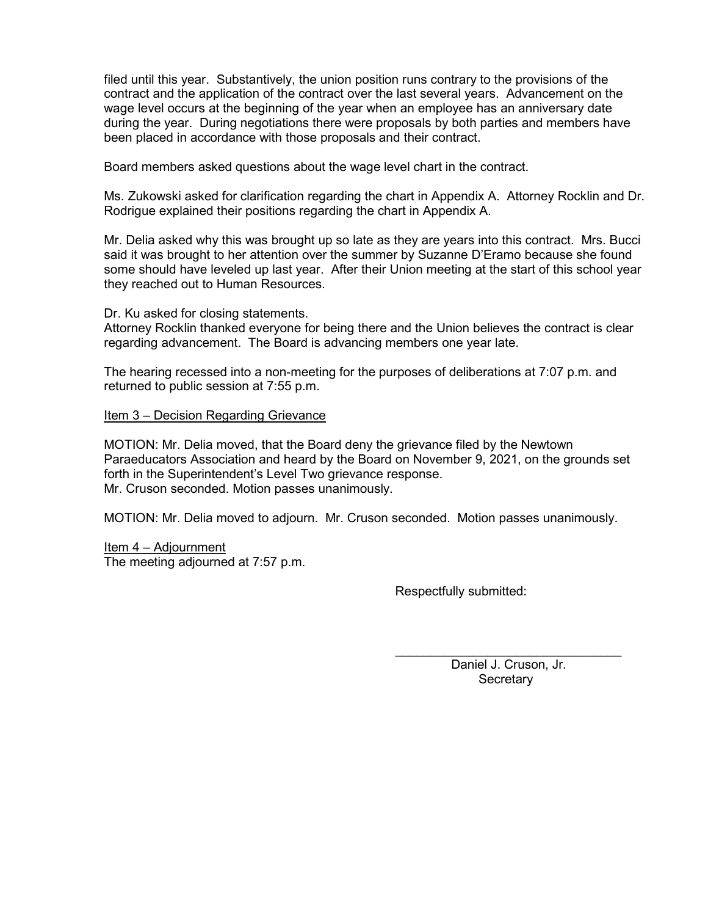filed until this year. Substantively, the union position runs contrary to the provisions of the contract and the application of the contract over the last several years. Advancement on the wage level occurs at the beginning of the year when an employee has an anniversary date during the year. During negotiations there were proposals by both parties and members have been placed in accordance with those proposals and their contract.

Board members asked questions about the wage level chart in the contract.

Ms. Zukowski asked for clarification regarding the chart in Appendix A. Attorney Rocklin and Dr. Rodrigue explained their positions regarding the chart in Appendix A.

Mr. Delia asked why this was brought up so late as they are years into this contract. Mrs. Bucci said it was brought to her attention over the summer by Suzanne D'Eramo because she found some should have leveled up last year. After their Union meeting at the start of this school year they reached out to Human Resources.

Dr. Ku asked for closing statements.
Attorney Rocklin thanked everyone for being there and the Union believes the contract is clear regarding advancement. The Board is advancing members one year late.

The hearing recessed into a non-meeting for the purposes of deliberations at 7:07 p.m. and returned to public session at 7:55 p.m.

Item 3 – Decision Regarding Grievance

MOTION: Mr. Delia moved, that the Board deny the grievance filed by the Newtown Paraeducators Association and heard by the Board on November 9, 2021, on the grounds set forth in the Superintendent's Level Two grievance response.
Mr. Cruson seconded. Motion passes unanimously.

MOTION: Mr. Delia moved to adjourn. Mr. Cruson seconded. Motion passes unanimously.

Item 4 – Adjournment
The meeting adjourned at 7:57 p.m.

Respectfully submitted:

\_\_\_\_\_\_\_\_\_\_\_\_\_\_\_\_\_\_\_\_\_\_\_\_\_\_\_\_\_\_\_\_

Daniel J. Cruson, Jr.
Secretary